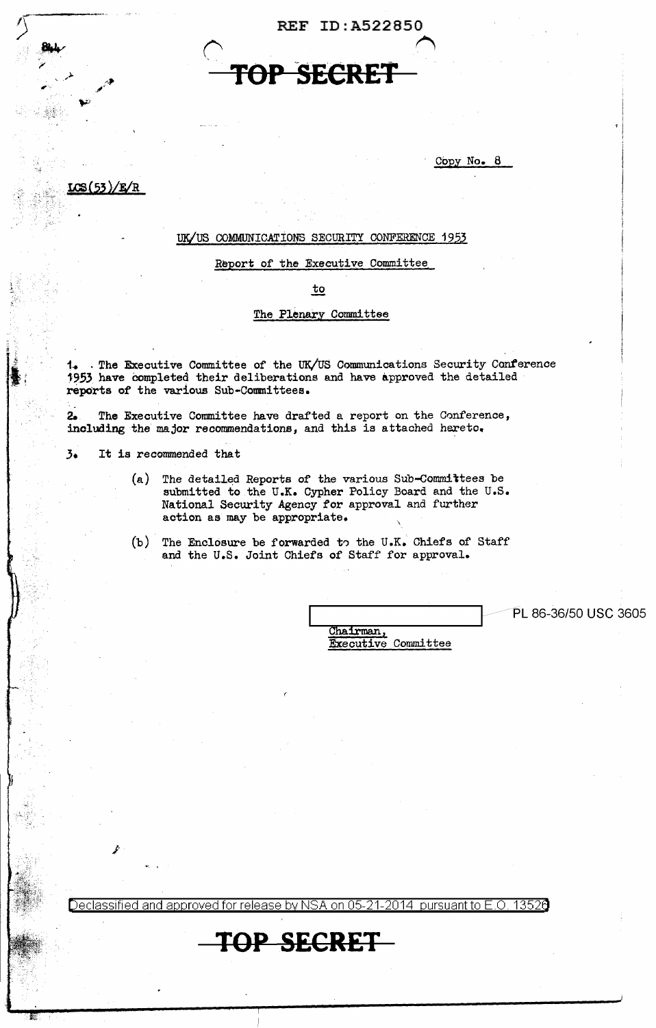REF ID:A522850

TOP SECRET

Copy No. 8

LCS(53)/E/R

UK/US COMMUNICATIONS SECURITY CONFERENCE 1953

Report of the Executive Committee

to

The Plenary Committee

1. The Executive Committee of the UK/US Communications Security Conference 1953 have completed their deliberations and have approved the detailed reports of the various Sub-Committees.

2. The Executive Committee have drafted a report on the Conference, including the major recommendations, and this is attached hereto.

3. It is recommended that

(a) The detailed Reports of the various Sub-Committees be submitted to the U.K. Cypher Policy Board and the U.S. National Security Agency for approval and further action as may be appropriate.

(b) The Enclosure be forwarded to the U.K. Chiefs of Staff and the U.S. Joint Chiefs of Staff for approval.

[REDACTED] PL 86-36/50 USC 3605

Chairman,
Executive Committee

Declassified and approved for release by NSA on 05-21-2014 pursuant to E.O. 13526

TOP SECRET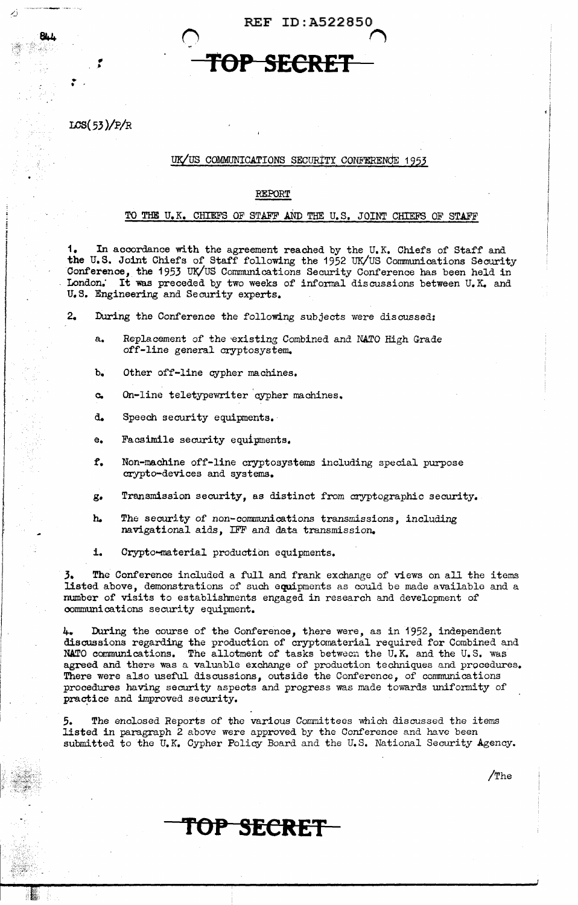LCS(53)/P/R

## UK/US COMMUNICATIONS SECURITY CONFERENCE 1953

### REPORT

### TO THE U.K. CHIEFS OF STAFF AND THE U.S. JOINT CHIEFS OF STAFF

1. In accordance with the agreement reached by the U.K. Chiefs of Staff and the U.S. Joint Chiefs of Staff following the 1952 UK/US Communications Security Conference, the 1953 UK/US Communications Security Conference has been held in London. It was preceded by two weeks of informal discussions between U.K. and U.S. Engineering and Security experts.

2. During the Conference the following subjects were discussed:

   a. Replacement of the existing Combined and NATO High Grade off-line general cryptosystem.

   b. Other off-line cypher machines.

   c. On-line teletypewriter cypher machines.

   d. Speech security equipments.

   e. Facsimile security equipments.

   f. Non-machine off-line cryptosystems including special purpose crypto-devices and systems.

   g. Transmission security, as distinct from cryptographic security.

   h. The security of non-communications transmissions, including navigational aids, IFF and data transmission.

   i. Crypto-material production equipments.

3. The Conference included a full and frank exchange of views on all the items listed above, demonstrations of such equipments as could be made available and a number of visits to establishments engaged in research and development of communications security equipment.

4. During the course of the Conference, there were, as in 1952, independent discussions regarding the production of cryptomaterial required for Combined and NATO communications. The allotment of tasks between the U.K. and the U.S. was agreed and there was a valuable exchange of production techniques and procedures. There were also useful discussions, outside the Conference, of communications procedures having security aspects and progress was made towards uniformity of practice and improved security.

5. The enclosed Reports of the various Committees which discussed the items listed in paragraph 2 above were approved by the Conference and have been submitted to the U.K. Cypher Policy Board and the U.S. National Security Agency.

/The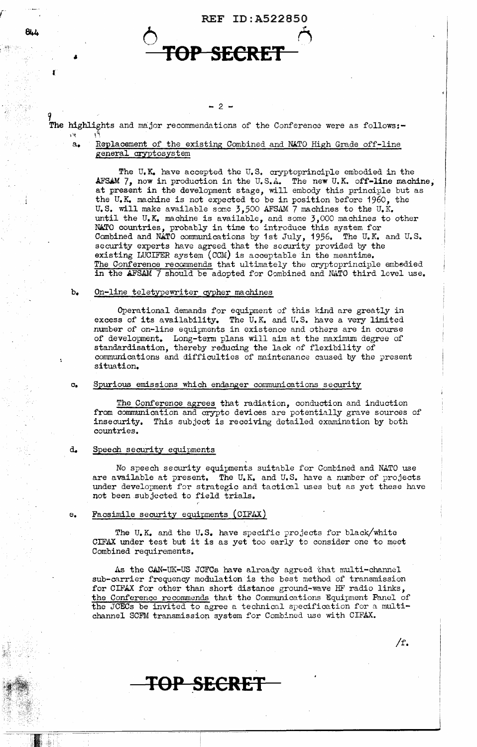The highlights and major recommendations of the Conference were as follows:-

a. Replacement of the existing Combined and NATO High Grade off-line general cryptosystem

The U.K. have accepted the U.S. cryptoprinciple embodied in the AFSAM 7, now in production in the U.S.A. The new U.K. off-line machine, at present in the development stage, will embody this principle but as the U.K. machine is not expected to be in position before 1960, the U.S. will make available some 3,500 AFSAM 7 machines to the U.K. until the U.K. machine is available, and some 3,000 machines to other NATO countries, probably in time to introduce this system for Combined and NATO communications by 1st July, 1956. The U.K. and U.S. security experts have agreed that the security provided by the existing LUCIFER system (CCM) is acceptable in the meantime. The Conference recommends that ultimately the cryptoprinciple embodied in the AFSAM 7 should be adopted for Combined and NATO third level use.

b. On-line teletypewriter cypher machines

Operational demands for equipment of this kind are greatly in excess of its availability. The U.K. and U.S. have a very limited number of on-line equipments in existence and others are in course of development. Long-term plans will aim at the maximum degree of standardisation, thereby reducing the lack of flexibility of communications and difficulties of maintenance caused by the present situation.

c. Spurious emissions which endanger communications security

The Conference agrees that radiation, conduction and induction from communication and crypto devices are potentially grave sources of insecurity. This subject is receiving detailed examination by both countries.

d. Speech security equipments

No speech security equipments suitable for Combined and NATO use are available at present. The U.K. and U.S. have a number of projects under development for strategic and tactical uses but as yet these have not been subjected to field trials.

e. Facsimile security equipments (CIFAX)

The U.K. and the U.S. have specific projects for black/white CIFAX under test but it is as yet too early to consider one to meet Combined requirements.

As the CAN-UK-US JCECs have already agreed that multi-channel sub-carrier frequency modulation is the best method of transmission for CIFAX for other than short distance ground-wave HF radio links, the Conference recommends that the Communications Equipment Panel of the JCECs be invited to agree a technical specification for a multi-channel SCFM transmission system for Combined use with CIFAX.

/f.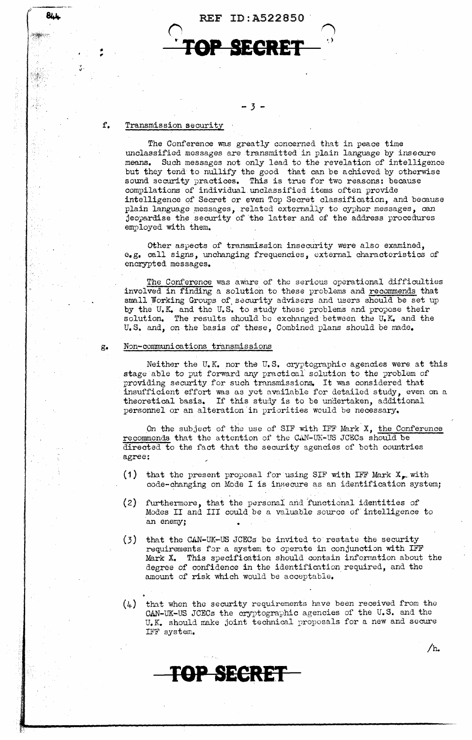f. Transmission security

The Conference was greatly concerned that in peace time unclassified messages are transmitted in plain language by insecure means. Such messages not only lead to the revelation of intelligence but they tend to nullify the good that can be achieved by otherwise sound security practices. This is true for two reasons: because compilations of individual unclassified items often provide intelligence of Secret or even Top Secret classification, and because plain language messages, related externally to cypher messages, can jeopardise the security of the latter and of the address procedures employed with them.

Other aspects of transmission insecurity were also examined, e.g. call signs, unchanging frequencies, external characteristics of encrypted messages.

The Conference was aware of the serious operational difficulties involved in finding a solution to these problems and recommends that small Working Groups of security advisers and users should be set up by the U.K. and the U.S. to study these problems and propose their solution. The results should be exchanged between the U.K. and the U.S. and, on the basis of these, Combined plans should be made.

g. Non-communications transmissions

Neither the U.K. nor the U.S. cryptographic agencies were at this stage able to put forward any practical solution to the problem of providing security for such transmissions. It was considered that insufficient effort was as yet available for detailed study, even on a theoretical basis. If this study is to be undertaken, additional personnel or an alteration in priorities would be necessary.

On the subject of the use of SIF with IFF Mark X, the Conference recommends that the attention of the CAN-UK-US JCECs should be directed to the fact that the security agencies of both countries agree:

(1) that the present proposal for using SIF with IFF Mark X, with code-changing on Mode I is insecure as an identification system;

(2) furthermore, that the personal and functional identities of Modes II and III could be a valuable source of intelligence to an enemy;

(3) that the CAN-UK-US JCECs be invited to restate the security requirements for a system to operate in conjunction with IFF Mark X. This specification should contain information about the degree of confidence in the identification required, and the amount of risk which would be acceptable.

(4) that when the security requirements have been received from the CAN-UK-US JCECs the cryptographic agencies of the U.S. and the U.K. should make joint technical proposals for a new and secure IFF system.

/h.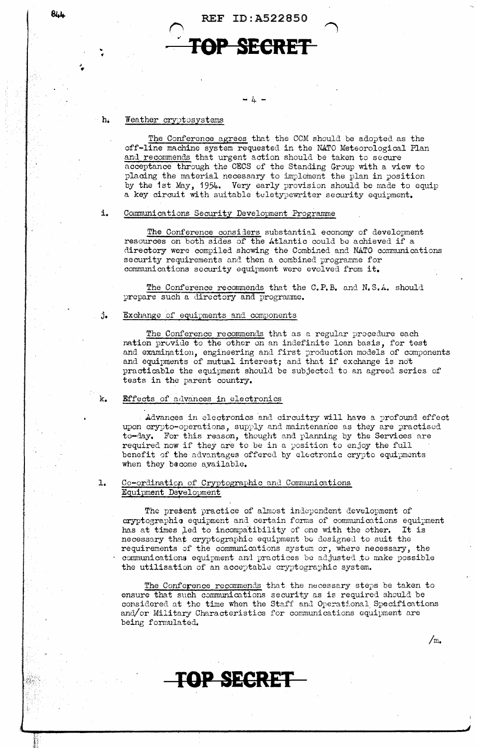h. Weather cryptosystems

The Conference agrees that the CCM should be adopted as the off-line machine system requested in the NATO Meteorological Plan and recommends that urgent action should be taken to secure acceptance through the CECS of the Standing Group with a view to placing the material necessary to implement the plan in position by the 1st May, 1954. Very early provision should be made to equip a key circuit with suitable teletypewriter security equipment.

i. Communications Security Development Programme

The Conference considers substantial economy of development resources on both sides of the Atlantic could be achieved if a directory were compiled showing the Combined and NATO communications security requirements and then a combined programme for communications security equipment were evolved from it.

The Conference recommends that the C.P.B. and N.S.A. should prepare such a directory and programme.

j. Exchange of equipments and components

The Conference recommends that as a regular procedure each nation provide to the other on an indefinite loan basis, for test and examination, engineering and first production models of components and equipments of mutual interest; and that if exchange is not practicable the equipment should be subjected to an agreed series of tests in the parent country.

k. Effects of advances in electronics

Advances in electronics and circuitry will have a profound effect upon crypto-operations, supply and maintenance as they are practised to-day. For this reason, thought and planning by the Services are required now if they are to be in a position to enjoy the full benefit of the advantages offered by electronic crypto equipments when they become available.

l. Co-ordination of Cryptographic and Communications Equipment Development

The present practice of almost independent development of cryptographic equipment and certain forms of communications equipment has at times led to incompatibility of one with the other. It is necessary that cryptographic equipment be designed to suit the requirements of the communications system or, where necessary, the communications equipment and practices be adjusted to make possible the utilisation of an acceptable cryptographic system.

The Conference recommends that the necessary steps be taken to ensure that such communications security as is required should be considered at the time when the Staff and Operational Specifications and/or Military Characteristics for communications equipment are being formulated.

/m.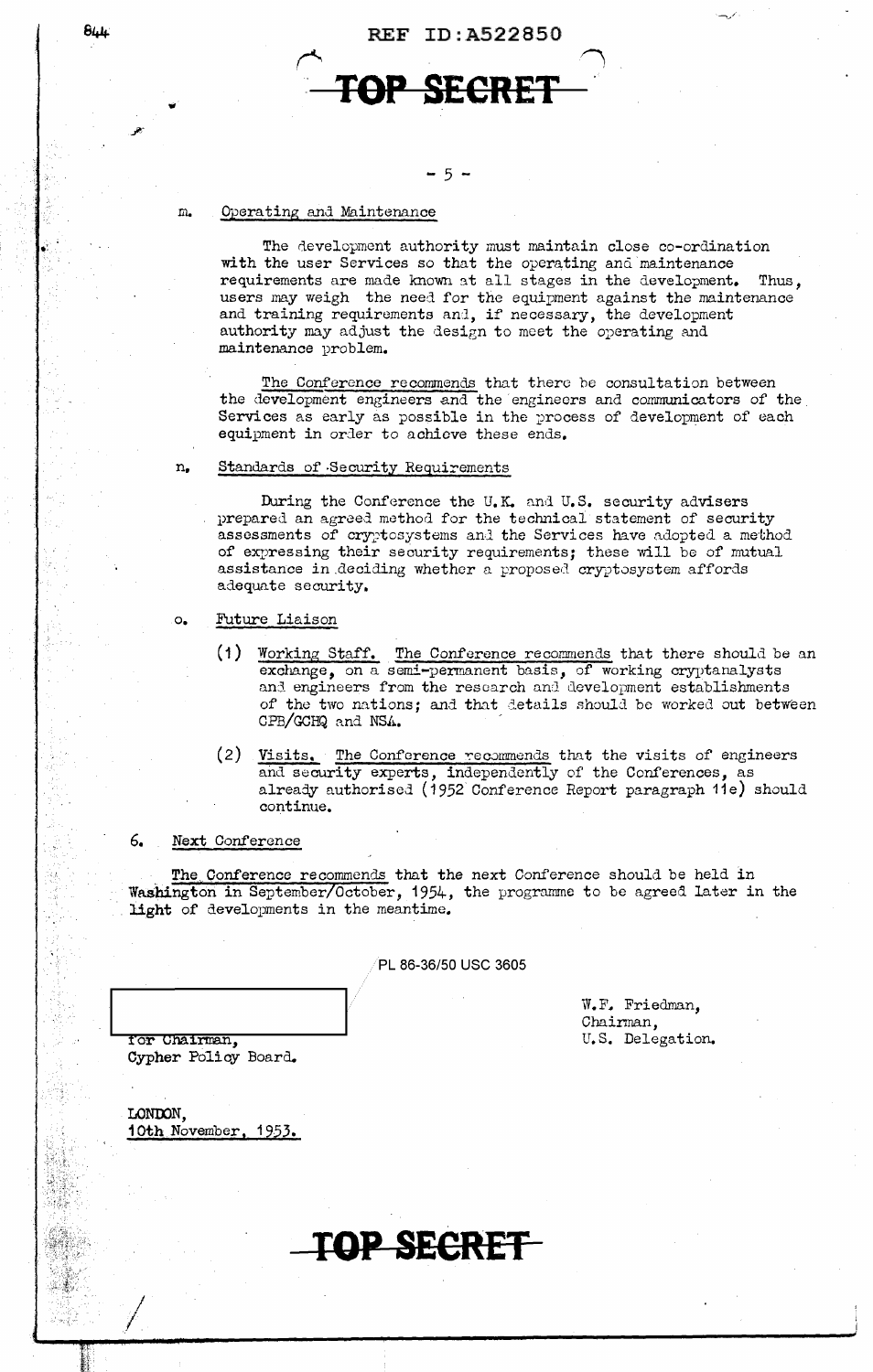**TOP SECRET**

m. Operating and Maintenance

The development authority must maintain close co-ordination with the user Services so that the operating and maintenance requirements are made known at all stages in the development. Thus, users may weigh the need for the equipment against the maintenance and training requirements and, if necessary, the development authority may adjust the design to meet the operating and maintenance problem.

The Conference recommends that there be consultation between the development engineers and the engineers and communicators of the Services as early as possible in the process of development of each equipment in order to achieve these ends.

n. Standards of Security Requirements

During the Conference the U.K. and U.S. security advisers prepared an agreed method for the technical statement of security assessments of cryptosystems and the Services have adopted a method of expressing their security requirements; these will be of mutual assistance in deciding whether a proposed cryptosystem affords adequate security.

o. Future Liaison

(1) Working Staff. The Conference recommends that there should be an exchange, on a semi-permanent basis, of working cryptanalysts and engineers from the research and development establishments of the two nations; and that details should be worked out between CPB/GCHQ and NSA.

(2) Visits. The Conference recommends that the visits of engineers and security experts, independently of the Conferences, as already authorised (1952 Conference Report paragraph 11e) should continue.

6. Next Conference

The Conference recommends that the next Conference should be held in Washington in September/October, 1954, the programme to be agreed later in the light of developments in the meantime.

PL 86-36/50 USC 3605

[REDACTED]
for Chairman,
Cypher Policy Board.

W.F. Friedman,
Chairman,
U.S. Delegation.

LONDON,
10th November, 1953.

**TOP SECRET**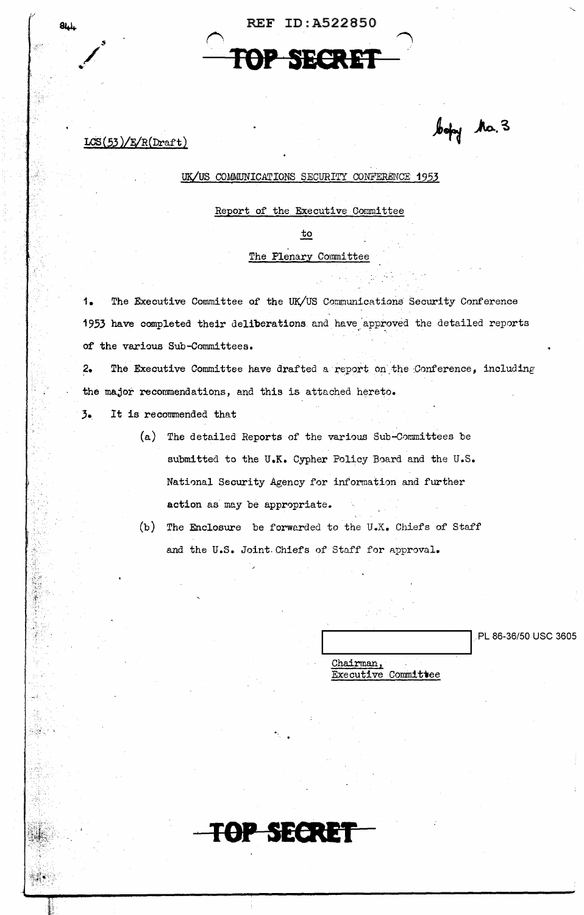REF ID:A522850

**TOP SECRET**

LCS(53)/E/R(Draft)

Copy No. 3

UK/US COMMUNICATIONS SECURITY CONFERENCE 1953

Report of the Executive Committee

to

The Plenary Committee

1. The Executive Committee of the UK/US Communications Security Conference 1953 have completed their deliberations and have approved the detailed reports of the various Sub-Committees.

2. The Executive Committee have drafted a report on the Conference, including the major recommendations, and this is attached hereto.

3. It is recommended that

   (a) The detailed Reports of the various Sub-Committees be submitted to the U.K. Cypher Policy Board and the U.S. National Security Agency for information and further action as may be appropriate.

   (b) The Enclosure be forwarded to the U.K. Chiefs of Staff and the U.S. Joint Chiefs of Staff for approval.

[REDACTED] PL 86-36/50 USC 3605

Chairman,
Executive Committee

**TOP SECRET**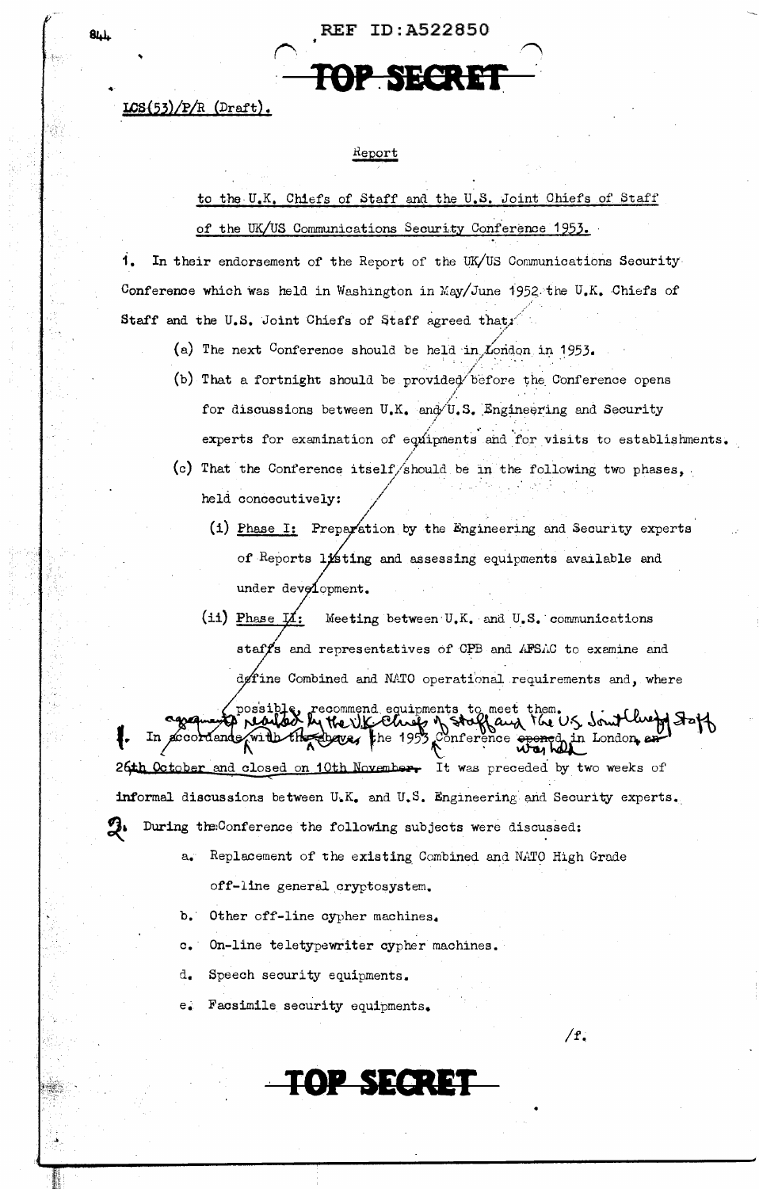**REF ID:A522850**

**TOP SECRET**

LCS(53)/P/R (Draft).

Report

to the U.K. Chiefs of Staff and the U.S. Joint Chiefs of Staff of the UK/US Communications Security Conference 1953.

1. In their endorsement of the Report of the UK/US Communications Security Conference which was held in Washington in May/June 1952 the U.K. Chiefs of Staff and the U.S. Joint Chiefs of Staff agreed that:

   (a) The next Conference should be held in London in 1953.

   (b) That a fortnight should be provided before the Conference opens for discussions between U.K. and U.S. Engineering and Security experts for examination of equipments and for visits to establishments.

   (c) That the Conference itself should be in the following two phases, held concecutively:

      (i) Phase I: Preparation by the Engineering and Security experts of Reports listing and assessing equipments available and under development.

      (ii) Phase II: Meeting between U.K. and U.S. communications staffs and representatives of CPB and AFSAC to examine and define Combined and NATO operational requirements and, where possible, recommend equipments to meet them.

1. In accordance with ~~the above~~ agreements reached by the UK Chiefs of Staff and the US Joint Chiefs of Staff the 1953 Conference ~~opened~~ was held in London, ~~on~~ 26th October and closed on 10th November. It was preceded by two weeks of informal discussions between U.K. and U.S. Engineering and Security experts.

2. During the Conference the following subjects were discussed:

   a. Replacement of the existing Combined and NATO High Grade off-line general cryptosystem.

   b. Other off-line cypher machines.

   c. On-line teletypewriter cypher machines.

   d. Speech security equipments.

   e. Facsimile security equipments.

/f.

**TOP SECRET**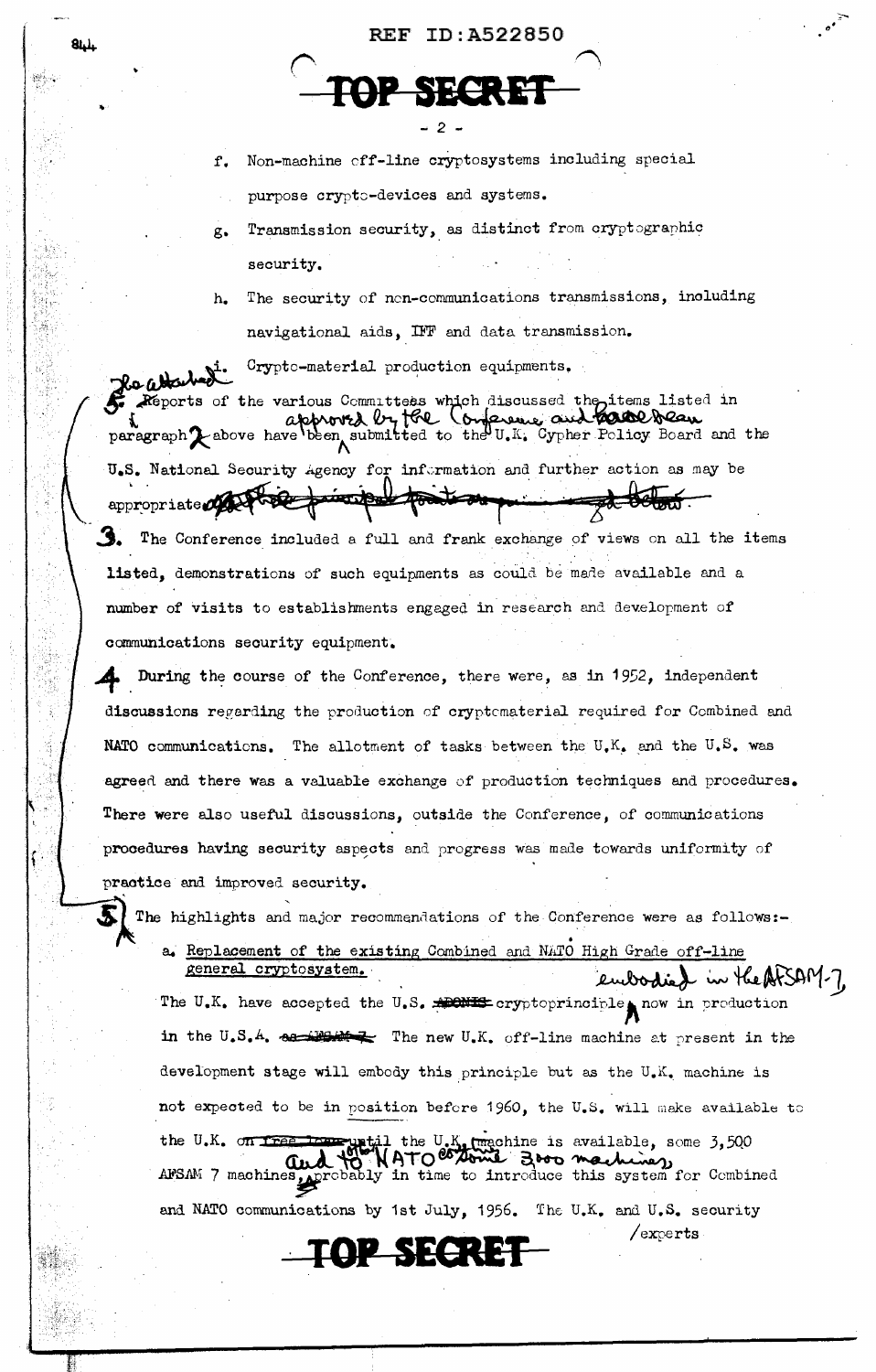REF ID:A522850

**TOP SECRET**

f. Non-machine off-line cryptosystems including special purpose crypto-devices and systems.

g. Transmission security, as distinct from cryptographic security.

h. The security of non-communications transmissions, including navigational aids, IFF and data transmission.

i. Crypto-material production equipments.

2. The attached reports of the various Committees which discussed the items listed in paragraph 1 above approved by the Conference and have been submitted to the U.K. Cypher Policy Board and the U.S. National Security Agency for information and further action as may be appropriate.

3. The Conference included a full and frank exchange of views on all the items listed, demonstrations of such equipments as could be made available and a number of visits to establishments engaged in research and development of communications security equipment.

4. During the course of the Conference, there were, as in 1952, independent discussions regarding the production of cryptomaterial required for Combined and NATO communications. The allotment of tasks between the U.K. and the U.S. was agreed and there was a valuable exchange of production techniques and procedures. There were also useful discussions, outside the Conference, of communications procedures having security aspects and progress was made towards uniformity of practice and improved security.

5. The highlights and major recommendations of the Conference were as follows:-

a. Replacement of the existing Combined and NATO High Grade off-line general cryptosystem.

The U.K. have accepted the U.S. cryptoprinciple embodied in the AFSAM-7, now in production in the U.S.A. The new U.K. off-line machine at present in the development stage will embody this principle but as the U.K. machine is not expected to be in position before 1960, the U.S. will make available to the U.K. until the U.K. machine is available, some 3,500 AFSAM 7 machines, and to other NATO countries some 3,000 machines, probably in time to introduce this system for Combined and NATO communications by 1st July, 1956. The U.K. and U.S. security /experts

**TOP SECRET**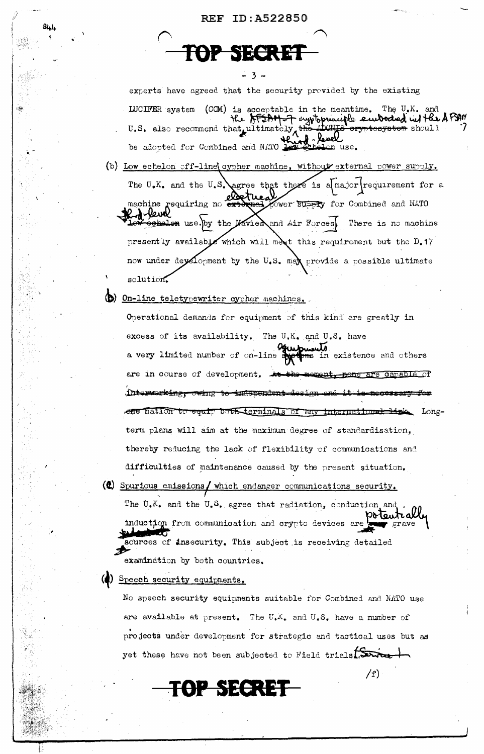TOP SECRET

experts have agreed that the security provided by the existing LUCIFER system (CCM) is acceptable in the meantime. The U.K. and U.S. also recommend that, ultimately, the AFSAM-7 cryptoprinciple embodied in the AFSAM 7 should be adopted for Combined and NATO third-level use.

(b) Low echelon off-line cypher machine, without external power supply.

The U.K. and the U.S. agree that there is a major requirement for a machine requiring no electrical power for Combined and NATO third-level use. There is no machine presently available which will meet this requirement but the D.17 now under development by the U.S. may provide a possible ultimate solution.

(b) On-line teletypewriter cypher machines.

Operational demands for equipment of this kind are greatly in excess of its availability. The U.K. and U.S. have a very limited number of on-line equipments in existence and others are in course of development. ~~At the moment, none are capable of interworking, owing to independent design and it is necessary for one nation to equip both terminals of any international link.~~ Long-term plans will aim at the maximum degree of standardisation, thereby reducing the lack of flexibility of communications and difficulties of maintenance caused by the present situation.

(c) Spurious emissions which endanger communications security.

The U.K. and the U.S. agree that radiation, conduction and induction from communication and crypto devices are potentially grave sources of insecurity. This subject is receiving detailed examination by both countries.

(d) Speech security equipments.

No speech security equipments suitable for Combined and NATO use are available at present. The U.K. and U.S. have a number of projects under development for strategic and tactical uses but as yet these have not been subjected to Field trials. [Service]

/f)

TOP SECRET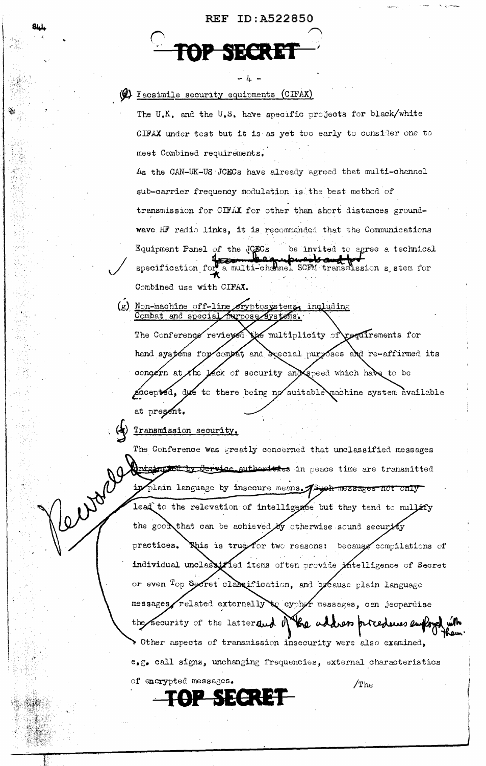**TOP SECRET**

- 4 -

(f) Facsimile security equipments (CIFAX)

The U.K. and the U.S. have specific projects for black/white CIFAX under test but it is as yet too early to consider one to meet Combined requirements.

As the CAN-UK-US JCECs have already agreed that multi-channel sub-carrier frequency modulation is the best method of transmission for CIFAX for other than short distances ground-wave HF radio links, it is recommended that the Communications Equipment Panel of the JCECs be invited to agree a technical specification for a multi-channel SCFM transmission system for Combined use with CIFAX.

(g) Non-machine off-line cryptosystems, including Combat and special purpose systems.

The Conference reviewed the multiplicity of requirements for hand systems for combat and special purposes and re-affirmed its concern at the lack of security and speed which have to be accepted, due to there being no suitable machine system available at present.

(g) Transmission security.

The Conference was greatly concerned that unclassified messages ~~originated by Service authorities~~ in peace time are transmitted in plain language by insecure means. ~~Such messages not only~~ lead to the relevation of intelligence but they tend to nullify the good that can be achieved by otherwise sound security practices. This is true for two reasons: because compilations of individual unclassified items often provide intelligence of Secret or even Top Secret classification, and because plain language messages, related externally to cypher messages, can jeopardise the security of the latter and of the address procedures employed with them. Other aspects of transmission insecurity were also examined, e.g. call signs, unchanging frequencies, external characteristics of encrypted messages.

/The

**TOP SECRET**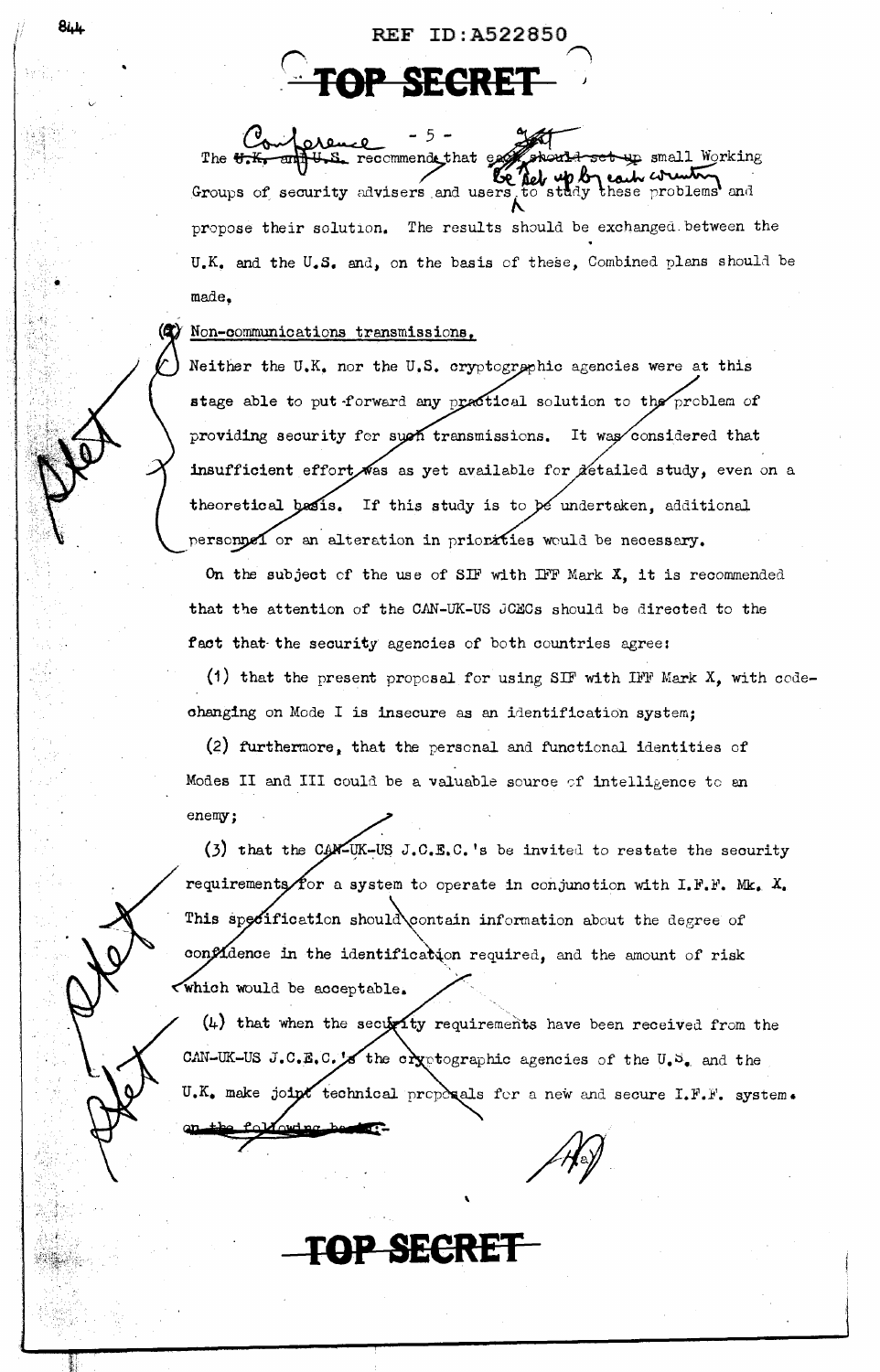**TOP SECRET**

The ~~U.K. and U.S.~~ Conference recommends that ~~each should set up~~ small Working Groups of security advisers and users be set up by each country to study these problems and propose their solution. The results should be exchanged between the U.K. and the U.S. and, on the basis of these, Combined plans should be made.

(e) Non-communications transmissions.

Neither the U.K. nor the U.S. cryptographic agencies were at this stage able to put forward any practical solution to the problem of providing security for such transmissions. It was considered that insufficient effort was as yet available for detailed study, even on a theoretical basis. If this study is to be undertaken, additional personnel or an alteration in priorities would be necessary.

On the subject of the use of SIF with IFF Mark X, it is recommended that the attention of the CAN-UK-US JCECs should be directed to the fact that the security agencies of both countries agree:

(1) that the present proposal for using SIF with IFF Mark X, with code-changing on Mode I is insecure as an identification system;

(2) furthermore, that the personal and functional identities of Modes II and III could be a valuable source of intelligence to an enemy;

(3) that the CAN-UK-US J.C.E.C.'s be invited to restate the security requirements for a system to operate in conjunction with I.F.F. Mk. X. This specification should contain information about the degree of confidence in the identification required, and the amount of risk which would be acceptable.

(4) that when the security requirements have been received from the CAN-UK-US J.C.E.C.'s the cryptographic agencies of the U.S. and the U.K. make joint technical proposals for a new and secure I.F.F. system. ~~on the following basis:-~~

**TOP SECRET**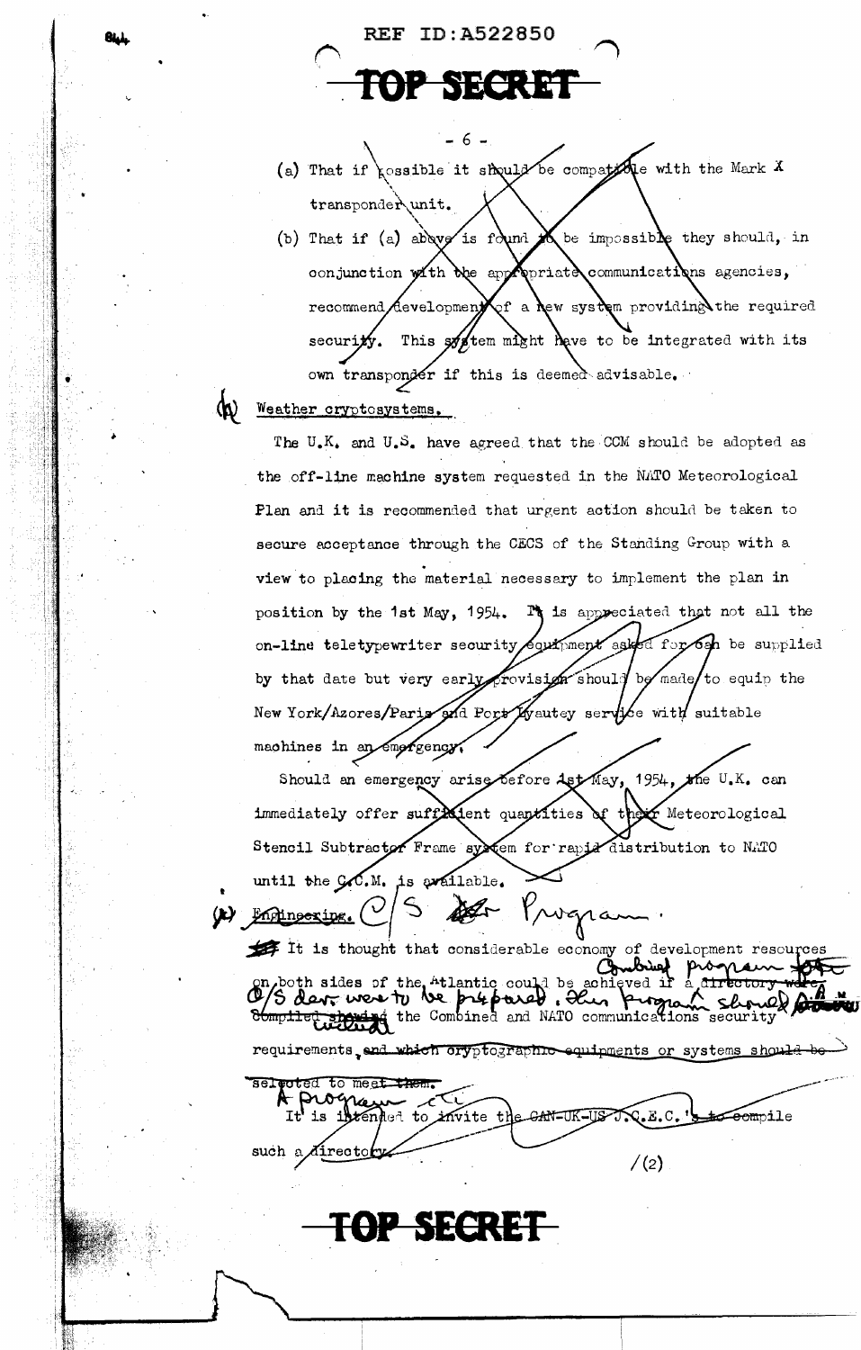REF ID:A522850

TOP SECRET

(a) That if possible it should be compatible with the Mark X transponder unit.

(b) That if (a) above is found to be impossible they should, in conjunction with the appropriate communications agencies, recommend development of a new system providing the required security. This system might have to be integrated with its own transponder if this is deemed advisable.

(h) Weather cryptosystems.

The U.K. and U.S. have agreed that the CCM should be adopted as the off-line machine system requested in the NATO Meteorological Plan and it is recommended that urgent action should be taken to secure acceptance through the CECS of the Standing Group with a view to placing the material necessary to implement the plan in position by the 1st May, 1954. It is appreciated that not all the on-line teletypewriter security equipment asked for can be supplied by that date but very early provision should be made to equip the New York/Azores/Paris and Port Lyautey service with suitable machines in an emergency.

Should an emergency arise before 1st May, 1954, the U.K. can immediately offer sufficient quantities of their Meteorological Stencil Subtractor Frame system for rapid distribution to NATO until the C.C.M. is available.

(i) ~~Engineering.~~ C/S ~~Dev~~ Program.

It is thought that considerable economy of development resources on both sides of the Atlantic could be achieved if a ~~directory were compiled showing~~ Combined program for C/S dev. were to be prepared. This program should include the Combined and NATO communications security requirements~~, and which cryptographic equipments or systems should be selected to meet them.~~

~~It~~ A program is intended to invite the ~~CAN-UK-US~~ J.C.E.C.'s ~~to compile such a directory~~.

/(2)

TOP SECRET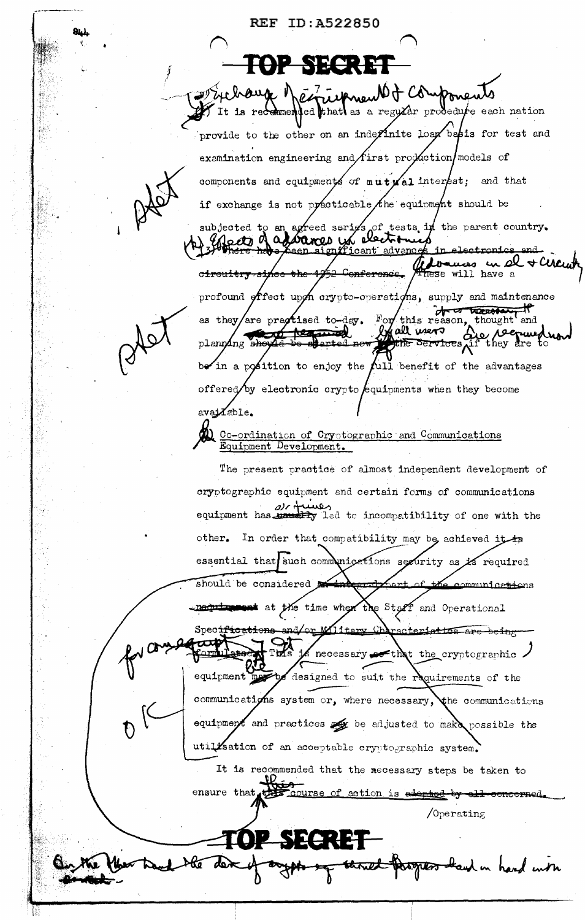REF ID:A522850

TOP SECRET

(j) Exchange of Equipment & Components

7) It is recommended that as a regular procedure each nation provide to the other on an indefinite loan basis for test and examination engineering and first production models of components and equipments of mutual interest; and that if exchange is not practicable the equipment should be subjected to an agreed series of tests in the parent country.

(k) Effects of advances in electronics

~~3) There have been significant advances in electronics and circuitry since the 1952 Conference.~~ Advances in el & circuitry. These will have a profound effect upon crypto-operations, supply and maintenance as they are practised to-day. For this reason, thought and planning ~~should be started now by the Services~~ is already required by all users if they are to be in a position to enjoy the full benefit of the advantages offered by electronic crypto equipments when they become available.

(l) Co-ordination of Cryptographic and Communications Equipment Development.

The present practice of almost independent development of cryptographic equipment and certain forms of communications equipment has ~~usually~~ on times led to incompatibility of one with the other. In order that compatibility may be achieved it is essential that such communications security as is required should be considered ~~as integral part of the communications requirement~~ at the time when the Staff and Operational ~~Specifications and/or Military Characteristics are being formulated~~. for comm equip. It is necessary ~~so~~ that the cryptographic equipment may be designed to suit the requirements of the communications system or, where necessary, the communications equipment and practices may be adjusted to make possible the utilisation of an acceptable cryptographic system.

It is recommended that the necessary steps be taken to ensure that ~~this~~ this course of action is ~~adopted by all concerned~~.

/Operating

TOP SECRET

On the other hand the dev of crypto eq should progress hand in hand with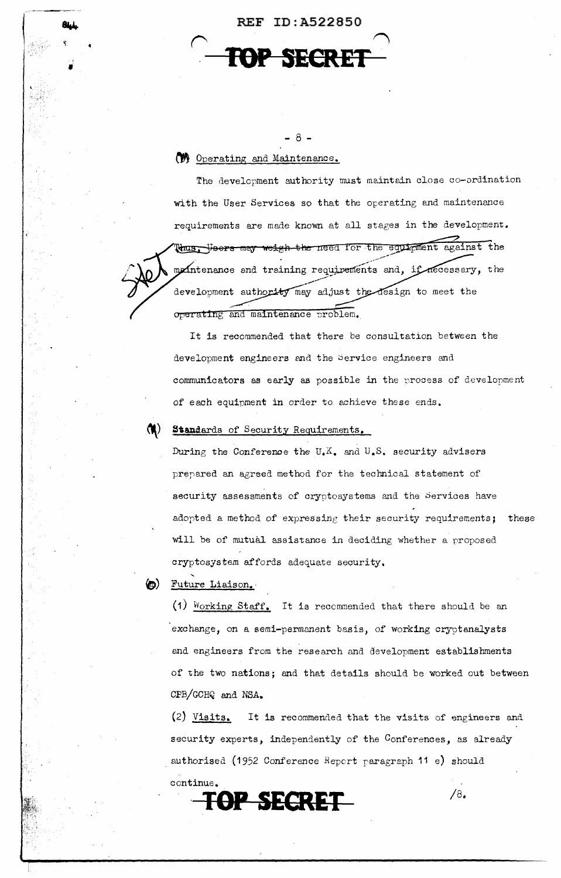TOP SECRET

(m) Operating and Maintenance.

The development authority must maintain close co-ordination with the User Services so that the operating and maintenance requirements are made known at all stages in the development. Thus, Users may weigh the need for the equipment against the maintenance and training requirements and, if necessary, the development authority may adjust the design to meet the operating and maintenance problem.

It is recommended that there be consultation between the development engineers and the Service engineers and communicators as early as possible in the process of development of each equipment in order to achieve these ends.

(n) Standards of Security Requirements.

During the Conference the U.K. and U.S. security advisers prepared an agreed method for the technical statement of security assessments of cryptosystems and the Services have adopted a method of expressing their security requirements; these will be of mutual assistance in deciding whether a proposed cryptosystem affords adequate security.

(o) Future Liaison.

(1) Working Staff. It is recommended that there should be an exchange, on a semi-permanent basis, of working cryptanalysts and engineers from the research and development establishments of the two nations; and that details should be worked out between CPB/GCHQ and NSA.

(2) Visits. It is recommended that the visits of engineers and security experts, independently of the Conferences, as already authorised (1952 Conference Report paragraph 11 e) should continue.

TOP SECRET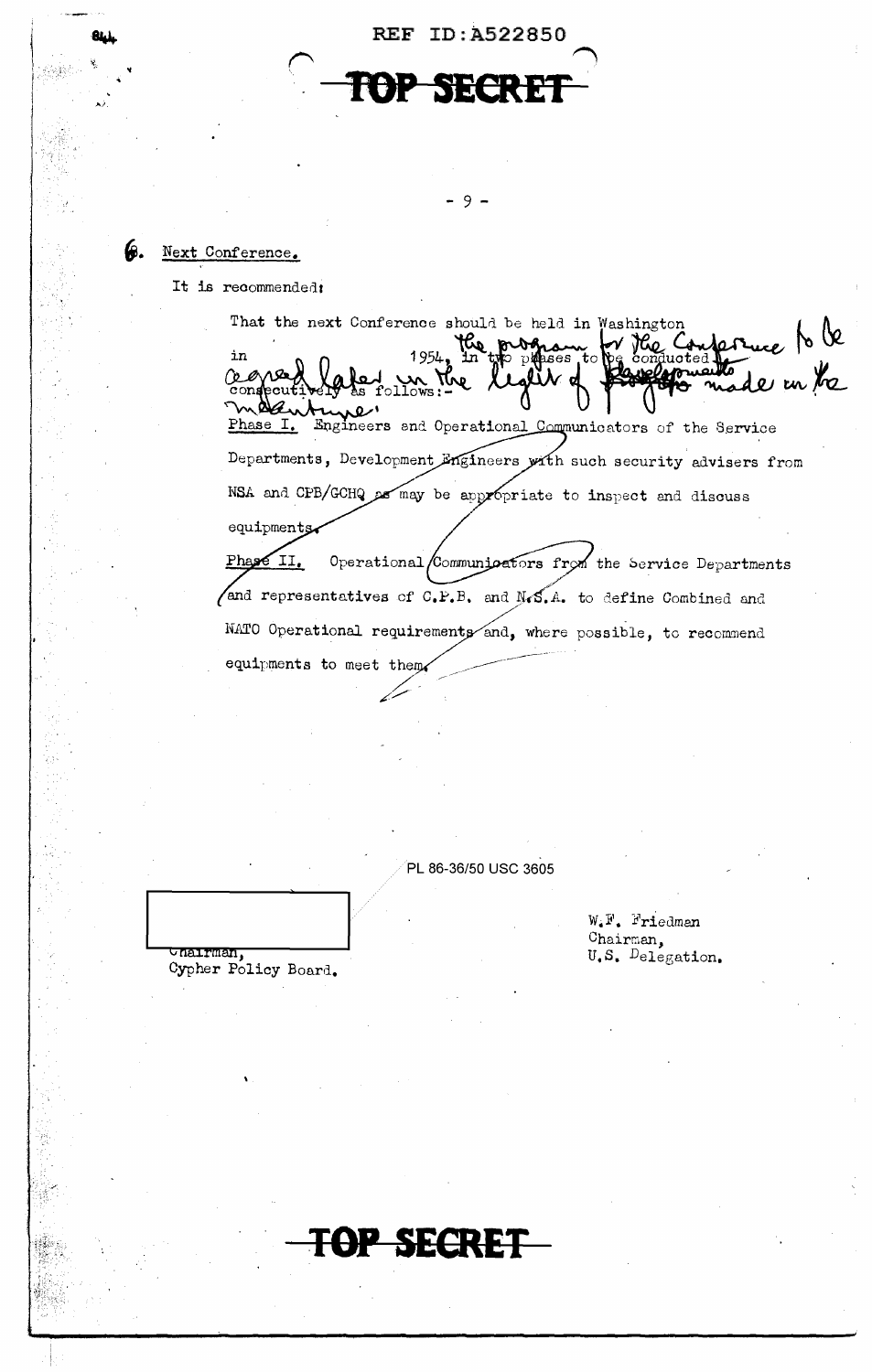TOP SECRET

6. Next Conference.

It is recommended:

That the next Conference should be held in Washington in 1954, the program for the Conference to be agreed later in the light of developments made in the meantime, in two phases to be conducted consecutively as follows:-

Phase I. Engineers and Operational Communicators of the Service Departments, Development Engineers with such security advisers from NSA and CPB/GCHQ as may be appropriate to inspect and discuss equipments.

Phase II. Operational Communicators from the Service Departments and representatives of C.P.B. and N.S.A. to define Combined and NATO Operational requirements and, where possible, to recommend equipments to meet them.

PL 86-36/50 USC 3605

[REDACTED]
Chairman,
Cypher Policy Board.

W.F. Friedman
Chairman,
U.S. Delegation.

TOP SECRET